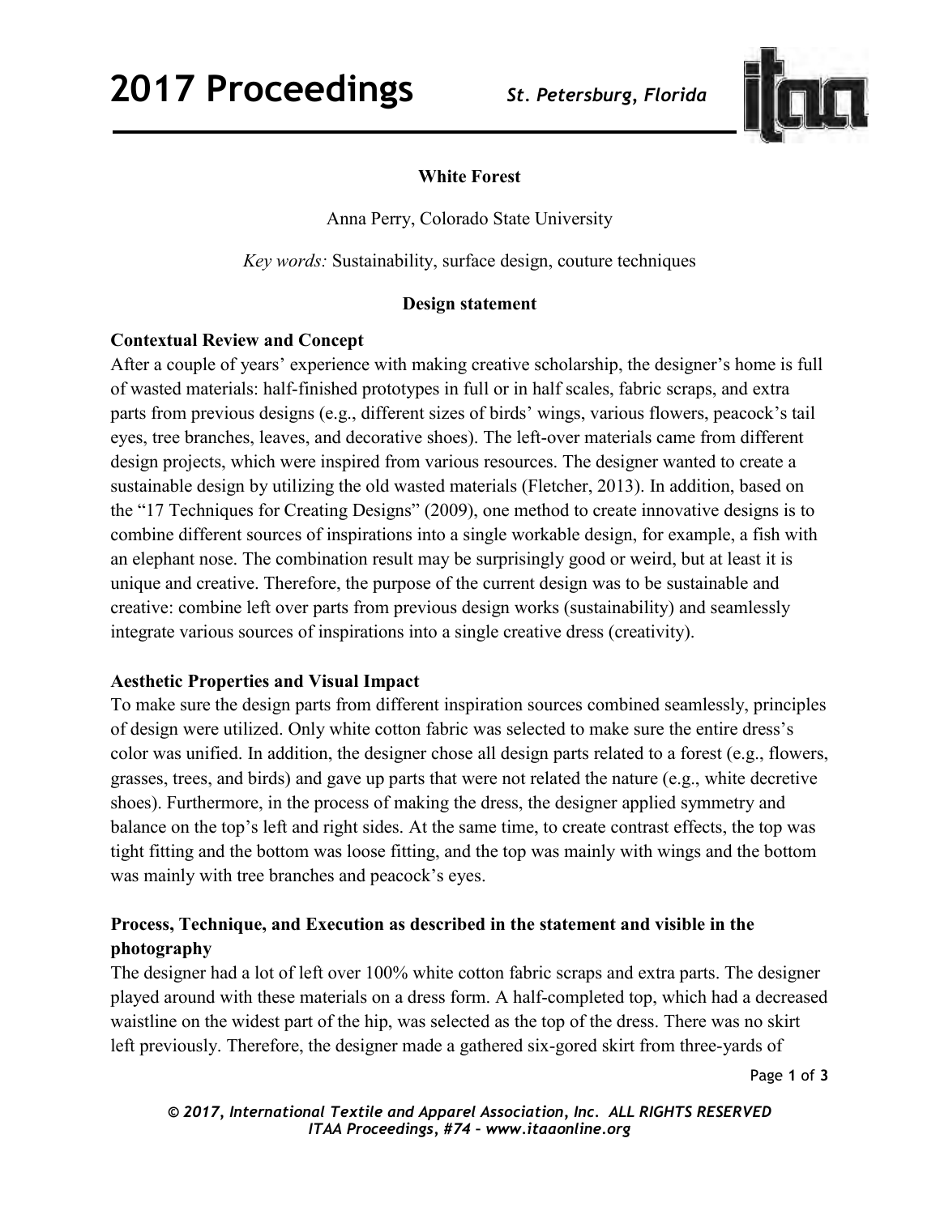# White Forest

Anna Perry, Colorado State University

*Key words:* Sustainability, surface design, couture techniques

## Design statement

### Contextual Review and Concept

After a couple of years' experience with making creative scholarship, the designer's home is full of wasted materials: half-finished prototypes in full or in half scales, fabric scraps, and extra parts from previous designs (e.g., different sizes of birds' wings, various flowers, peacock's tail eyes, tree branches, leaves, and decorative shoes). The left-over materials came from different design projects, which were inspired from various resources. The designer wanted to create a sustainable design by utilizing the old wasted materials (Fletcher, 2013). In addition, based on the "17 Techniques for Creating Designs" (2009), one method to create innovative designs is to combine different sources of inspirations into a single workable design, for example, a fish with an elephant nose. The combination result may be surprisingly good or weird, but at least it is unique and creative. Therefore, the purpose of the current design was to be sustainable and creative: combine left over parts from previous design works (sustainability) and seamlessly integrate various sources of inspirations into a single creative dress (creativity).

### Aesthetic Properties and Visual Impact

To make sure the design parts from different inspiration sources combined seamlessly, principles of design were utilized. Only white cotton fabric was selected to make sure the entire dress's color was unified. In addition, the designer chose all design parts related to a forest (e.g., flowers, grasses, trees, and birds) and gave up parts that were not related the nature (e.g., white decretive shoes). Furthermore, in the process of making the dress, the designer applied symmetry and balance on the top's left and right sides. At the same time, to create contrast effects, the top was tight fitting and the bottom was loose fitting, and the top was mainly with wings and the bottom was mainly with tree branches and peacock's eyes.

### Process, Technique, and Execution as described in the statement and visible in the photography

The designer had a lot of left over 100% white cotton fabric scraps and extra parts. The designer played around with these materials on a dress form. A half-completed top, which had a decreased waistline on the widest part of the hip, was selected as the top of the dress. There was no skirt left previously. Therefore, the designer made a gathered six-gored skirt from three-yards of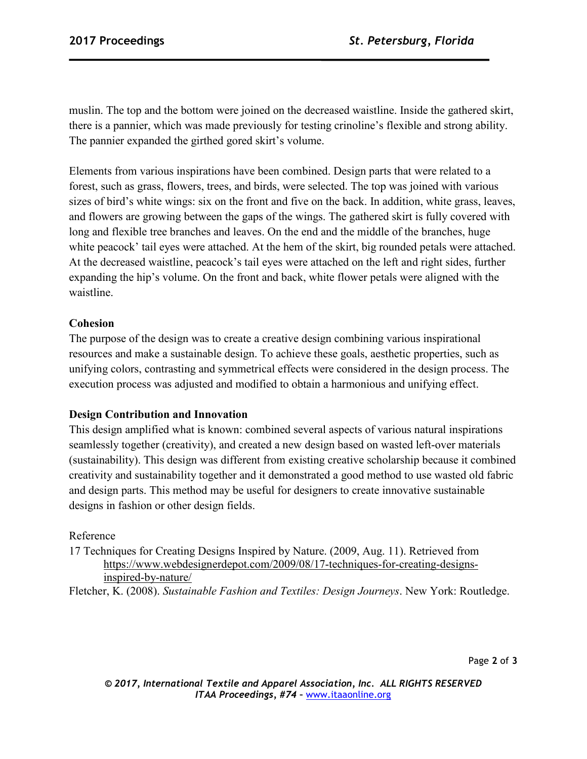muslin. The top and the bottom were joined on the decreased waistline. Inside the gathered skirt, there is a pannier, which was made previously for testing crinoline's flexible and strong ability. The pannier expanded the girthed gored skirt's volume.

Elements from various inspirations have been combined. Design parts that were related to a forest, such as grass, flowers, trees, and birds, were selected. The top was joined with various sizes of bird's white wings: six on the front and five on the back. In addition, white grass, leaves, and flowers are growing between the gaps of the wings. The gathered skirt is fully covered with long and flexible tree branches and leaves. On the end and the middle of the branches, huge white peacock' tail eyes were attached. At the hem of the skirt, big rounded petals were attached. At the decreased waistline, peacock's tail eyes were attached on the left and right sides, further expanding the hip's volume. On the front and back, white flower petals were aligned with the waistline.

**Cohesion**

The purpose of the design was to create a creative design combining various inspirational resources and make a sustainable design. To achieve these goals, aesthetic properties, such as unifying colors, contrasting and symmetrical effects were considered in the design process. The execution process was adjusted and modified to obtain a harmonious and unifying effect.

**Design Contribution and Innovation**

This design amplified what is known: combined several aspects of various natural inspirations seamlessly together (creativity), and created a new design based on wasted left-over materials (sustainability). This design was different from existing creative scholarship because it combined creativity and sustainability together and it demonstrated a good method to use wasted old fabric and design parts. This method may be useful for designers to create innovative sustainable designs in fashion or other design fields.

Reference

17 Techniques for Creating Designs Inspired by Nature. (2009, Aug. 11). Retrieved from https://www.webdesignerdepot.com/2009/08/17-techniques-for-creating-designs-inspired-by-nature/

Fletcher, K. (2008). *Sustainable Fashion and Textiles: Design Journeys*. New York: Routledge.